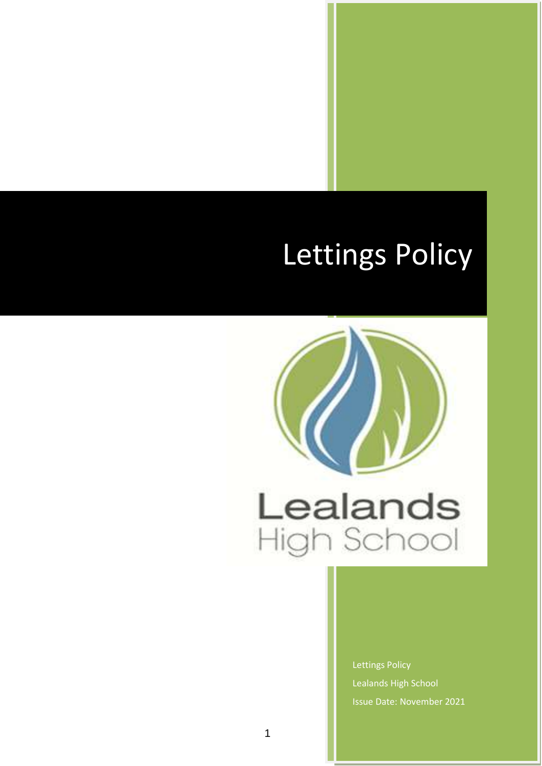# Lettings Policy

Lealands
High School

Lettings Policy

Lealands High School

Issue Date: November 2021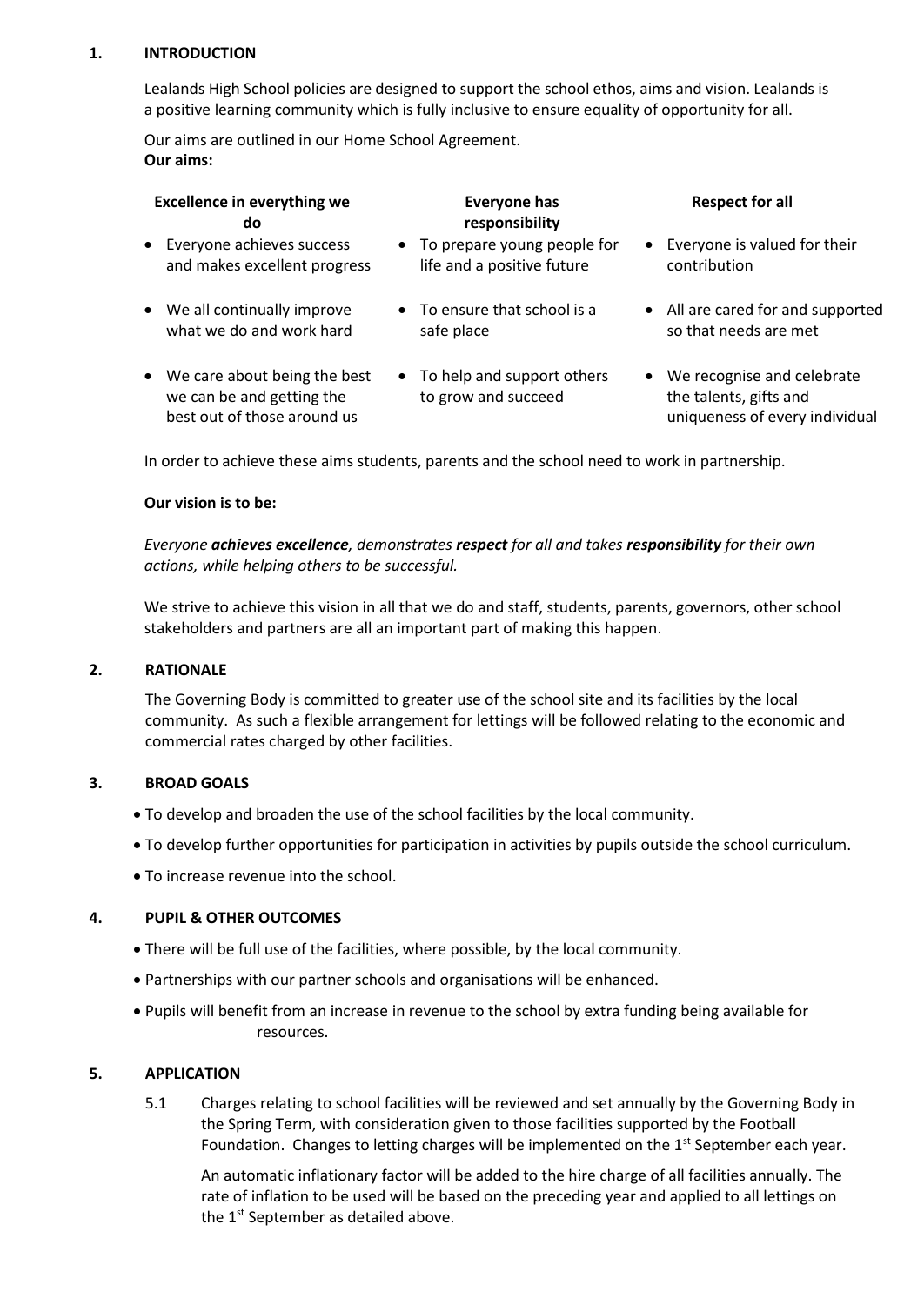## 1. INTRODUCTION

Lealands High School policies are designed to support the school ethos, aims and vision. Lealands is a positive learning community which is fully inclusive to ensure equality of opportunity for all.

Our aims are outlined in our Home School Agreement.

**Our aims:**

| **Excellence in everything we do** | **Everyone has responsibility** | **Respect for all** |
|---|---|---|
| • Everyone achieves success and makes excellent progress | • To prepare young people for life and a positive future | • Everyone is valued for their contribution |
| • We all continually improve what we do and work hard | • To ensure that school is a safe place | • All are cared for and supported so that needs are met |
| • We care about being the best we can be and getting the best out of those around us | • To help and support others to grow and succeed | • We recognise and celebrate the talents, gifts and uniqueness of every individual |

In order to achieve these aims students, parents and the school need to work in partnership.

**Our vision is to be:**

*Everyone **achieves excellence**, demonstrates **respect** for all and takes **responsibility** for their own actions, while helping others to be successful.*

We strive to achieve this vision in all that we do and staff, students, parents, governors, other school stakeholders and partners are all an important part of making this happen.

## 2. RATIONALE

The Governing Body is committed to greater use of the school site and its facilities by the local community. As such a flexible arrangement for lettings will be followed relating to the economic and commercial rates charged by other facilities.

## 3. BROAD GOALS

- To develop and broaden the use of the school facilities by the local community.
- To develop further opportunities for participation in activities by pupils outside the school curriculum.
- To increase revenue into the school.

## 4. PUPIL & OTHER OUTCOMES

- There will be full use of the facilities, where possible, by the local community.
- Partnerships with our partner schools and organisations will be enhanced.
- Pupils will benefit from an increase in revenue to the school by extra funding being available for resources.

## 5. APPLICATION

5.1 Charges relating to school facilities will be reviewed and set annually by the Governing Body in the Spring Term, with consideration given to those facilities supported by the Football Foundation. Changes to letting charges will be implemented on the 1st September each year.

An automatic inflationary factor will be added to the hire charge of all facilities annually. The rate of inflation to be used will be based on the preceding year and applied to all lettings on the 1st September as detailed above.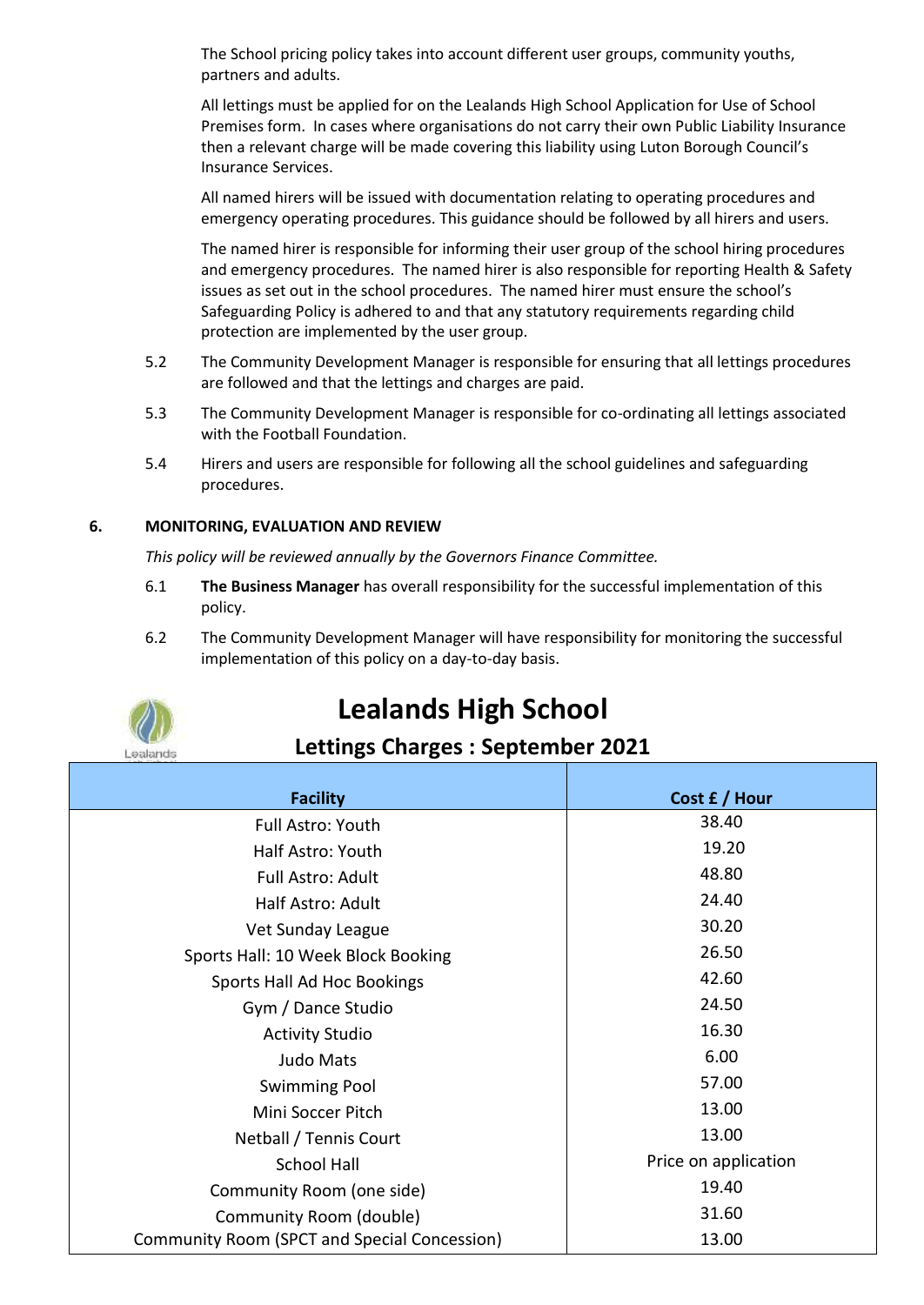The School pricing policy takes into account different user groups, community youths, partners and adults.

All lettings must be applied for on the Lealands High School Application for Use of School Premises form. In cases where organisations do not carry their own Public Liability Insurance then a relevant charge will be made covering this liability using Luton Borough Council's Insurance Services.

All named hirers will be issued with documentation relating to operating procedures and emergency operating procedures. This guidance should be followed by all hirers and users.

The named hirer is responsible for informing their user group of the school hiring procedures and emergency procedures. The named hirer is also responsible for reporting Health & Safety issues as set out in the school procedures. The named hirer must ensure the school's Safeguarding Policy is adhered to and that any statutory requirements regarding child protection are implemented by the user group.

5.2 The Community Development Manager is responsible for ensuring that all lettings procedures are followed and that the lettings and charges are paid.

5.3 The Community Development Manager is responsible for co-ordinating all lettings associated with the Football Foundation.

5.4 Hirers and users are responsible for following all the school guidelines and safeguarding procedures.

## 6. MONITORING, EVALUATION AND REVIEW

*This policy will be reviewed annually by the Governors Finance Committee.*

6.1 **The Business Manager** has overall responsibility for the successful implementation of this policy.

6.2 The Community Development Manager will have responsibility for monitoring the successful implementation of this policy on a day-to-day basis.

# Lealands High School

## Lettings Charges : September 2021

| Facility | Cost £ / Hour |
|---|---|
| Full Astro: Youth | 38.40 |
| Half Astro: Youth | 19.20 |
| Full Astro: Adult | 48.80 |
| Half Astro: Adult | 24.40 |
| Vet Sunday League | 30.20 |
| Sports Hall: 10 Week Block Booking | 26.50 |
| Sports Hall Ad Hoc Bookings | 42.60 |
| Gym / Dance Studio | 24.50 |
| Activity Studio | 16.30 |
| Judo Mats | 6.00 |
| Swimming Pool | 57.00 |
| Mini Soccer Pitch | 13.00 |
| Netball / Tennis Court | 13.00 |
| School Hall | Price on application |
| Community Room (one side) | 19.40 |
| Community Room (double) | 31.60 |
| Community Room (SPCT and Special Concession) | 13.00 |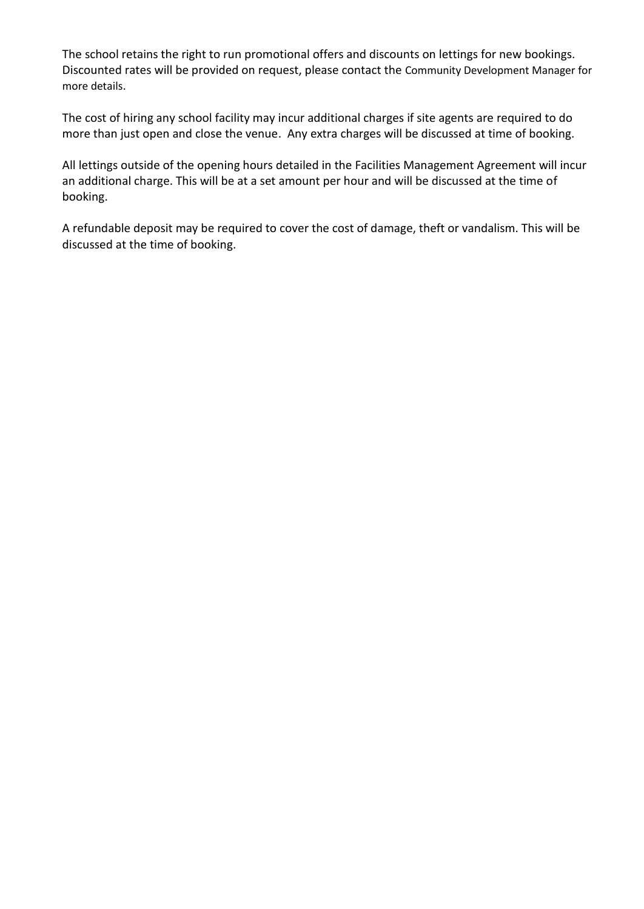The school retains the right to run promotional offers and discounts on lettings for new bookings. Discounted rates will be provided on request, please contact the Community Development Manager for more details.

The cost of hiring any school facility may incur additional charges if site agents are required to do more than just open and close the venue. Any extra charges will be discussed at time of booking.

All lettings outside of the opening hours detailed in the Facilities Management Agreement will incur an additional charge. This will be at a set amount per hour and will be discussed at the time of booking.

A refundable deposit may be required to cover the cost of damage, theft or vandalism. This will be discussed at the time of booking.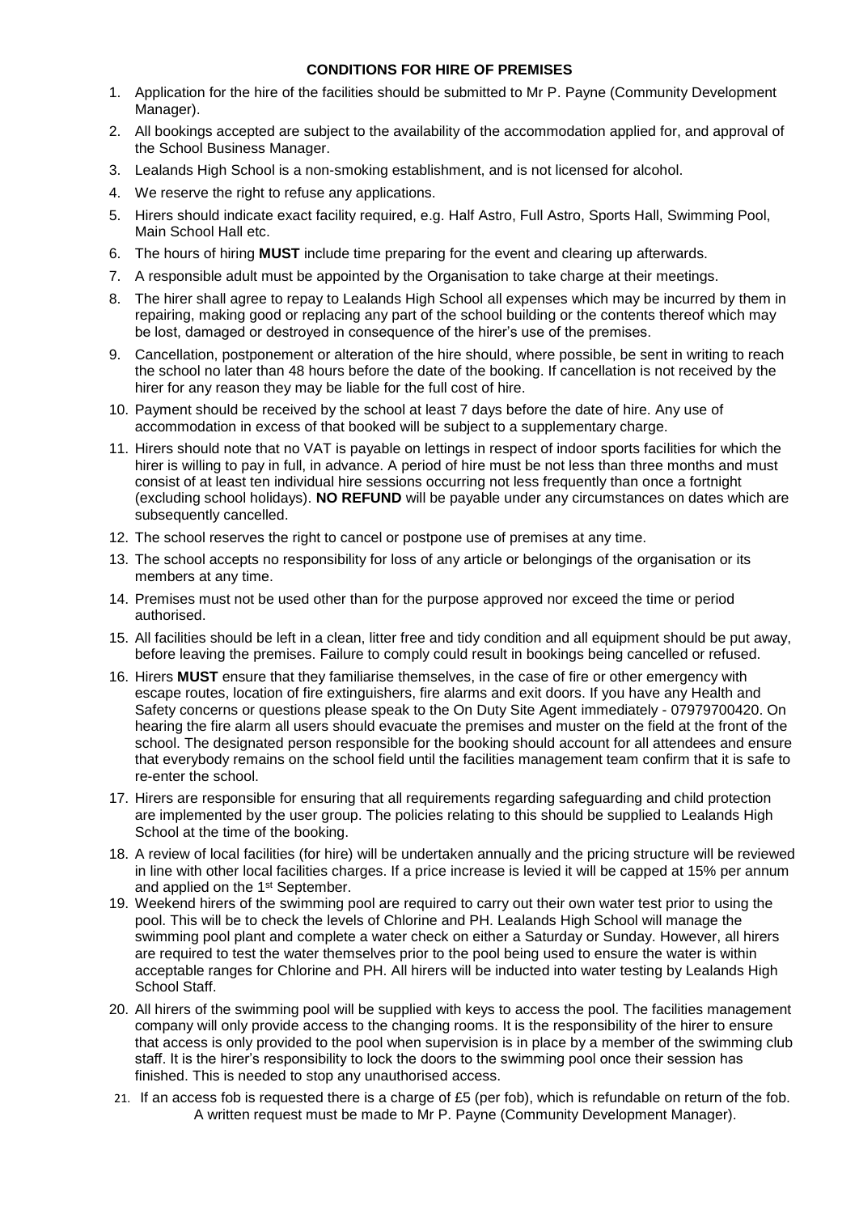**CONDITIONS FOR HIRE OF PREMISES**

1. Application for the hire of the facilities should be submitted to Mr P. Payne (Community Development Manager).
2. All bookings accepted are subject to the availability of the accommodation applied for, and approval of the School Business Manager.
3. Lealands High School is a non-smoking establishment, and is not licensed for alcohol.
4. We reserve the right to refuse any applications.
5. Hirers should indicate exact facility required, e.g. Half Astro, Full Astro, Sports Hall, Swimming Pool, Main School Hall etc.
6. The hours of hiring **MUST** include time preparing for the event and clearing up afterwards.
7. A responsible adult must be appointed by the Organisation to take charge at their meetings.
8. The hirer shall agree to repay to Lealands High School all expenses which may be incurred by them in repairing, making good or replacing any part of the school building or the contents thereof which may be lost, damaged or destroyed in consequence of the hirer's use of the premises.
9. Cancellation, postponement or alteration of the hire should, where possible, be sent in writing to reach the school no later than 48 hours before the date of the booking. If cancellation is not received by the hirer for any reason they may be liable for the full cost of hire.
10. Payment should be received by the school at least 7 days before the date of hire. Any use of accommodation in excess of that booked will be subject to a supplementary charge.
11. Hirers should note that no VAT is payable on lettings in respect of indoor sports facilities for which the hirer is willing to pay in full, in advance. A period of hire must be not less than three months and must consist of at least ten individual hire sessions occurring not less frequently than once a fortnight (excluding school holidays). **NO REFUND** will be payable under any circumstances on dates which are subsequently cancelled.
12. The school reserves the right to cancel or postpone use of premises at any time.
13. The school accepts no responsibility for loss of any article or belongings of the organisation or its members at any time.
14. Premises must not be used other than for the purpose approved nor exceed the time or period authorised.
15. All facilities should be left in a clean, litter free and tidy condition and all equipment should be put away, before leaving the premises. Failure to comply could result in bookings being cancelled or refused.
16. Hirers **MUST** ensure that they familiarise themselves, in the case of fire or other emergency with escape routes, location of fire extinguishers, fire alarms and exit doors. If you have any Health and Safety concerns or questions please speak to the On Duty Site Agent immediately - 07979700420. On hearing the fire alarm all users should evacuate the premises and muster on the field at the front of the school. The designated person responsible for the booking should account for all attendees and ensure that everybody remains on the school field until the facilities management team confirm that it is safe to re-enter the school.
17. Hirers are responsible for ensuring that all requirements regarding safeguarding and child protection are implemented by the user group. The policies relating to this should be supplied to Lealands High School at the time of the booking.
18. A review of local facilities (for hire) will be undertaken annually and the pricing structure will be reviewed in line with other local facilities charges. If a price increase is levied it will be capped at 15% per annum and applied on the 1st September.
19. Weekend hirers of the swimming pool are required to carry out their own water test prior to using the pool. This will be to check the levels of Chlorine and PH. Lealands High School will manage the swimming pool plant and complete a water check on either a Saturday or Sunday. However, all hirers are required to test the water themselves prior to the pool being used to ensure the water is within acceptable ranges for Chlorine and PH. All hirers will be inducted into water testing by Lealands High School Staff.
20. All hirers of the swimming pool will be supplied with keys to access the pool. The facilities management company will only provide access to the changing rooms. It is the responsibility of the hirer to ensure that access is only provided to the pool when supervision is in place by a member of the swimming club staff. It is the hirer's responsibility to lock the doors to the swimming pool once their session has finished. This is needed to stop any unauthorised access.
21. If an access fob is requested there is a charge of £5 (per fob), which is refundable on return of the fob. A written request must be made to Mr P. Payne (Community Development Manager).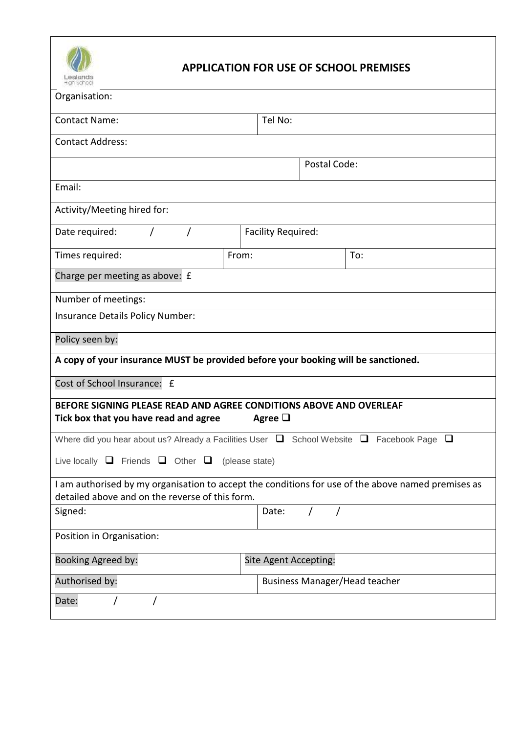# APPLICATION FOR USE OF SCHOOL PREMISES

| Organisation: | | |
|---|---|---|
| Contact Name: | Tel No: | |
| Contact Address: | | |
| | Postal Code: | |
| Email: | | |
| Activity/Meeting hired for: | | |
| Date required: / / | Facility Required: | |
| Times required: | From: | To: |
| Charge per meeting as above: £ | | |
| Number of meetings: | | |
| Insurance Details Policy Number: | | |
| Policy seen by: | | |
| **A copy of your insurance MUST be provided before your booking will be sanctioned.** | | |
| Cost of School Insurance: £ | | |
| **BEFORE SIGNING PLEASE READ AND AGREE CONDITIONS ABOVE AND OVERLEAF** **Tick box that you have read and agree Agree ❑** | | |
| Where did you hear about us? Already a Facilities User ❑ School Website ❑ Facebook Page ❑ Live locally ❑ Friends ❑ Other ❑ (please state) | | |
| I am authorised by my organisation to accept the conditions for use of the above named premises as detailed above and on the reverse of this form. | | |
| Signed: | Date: / / | |
| Position in Organisation: | | |
| Booking Agreed by: | Site Agent Accepting: | |
| Authorised by: | Business Manager/Head teacher | |
| Date: / / | | |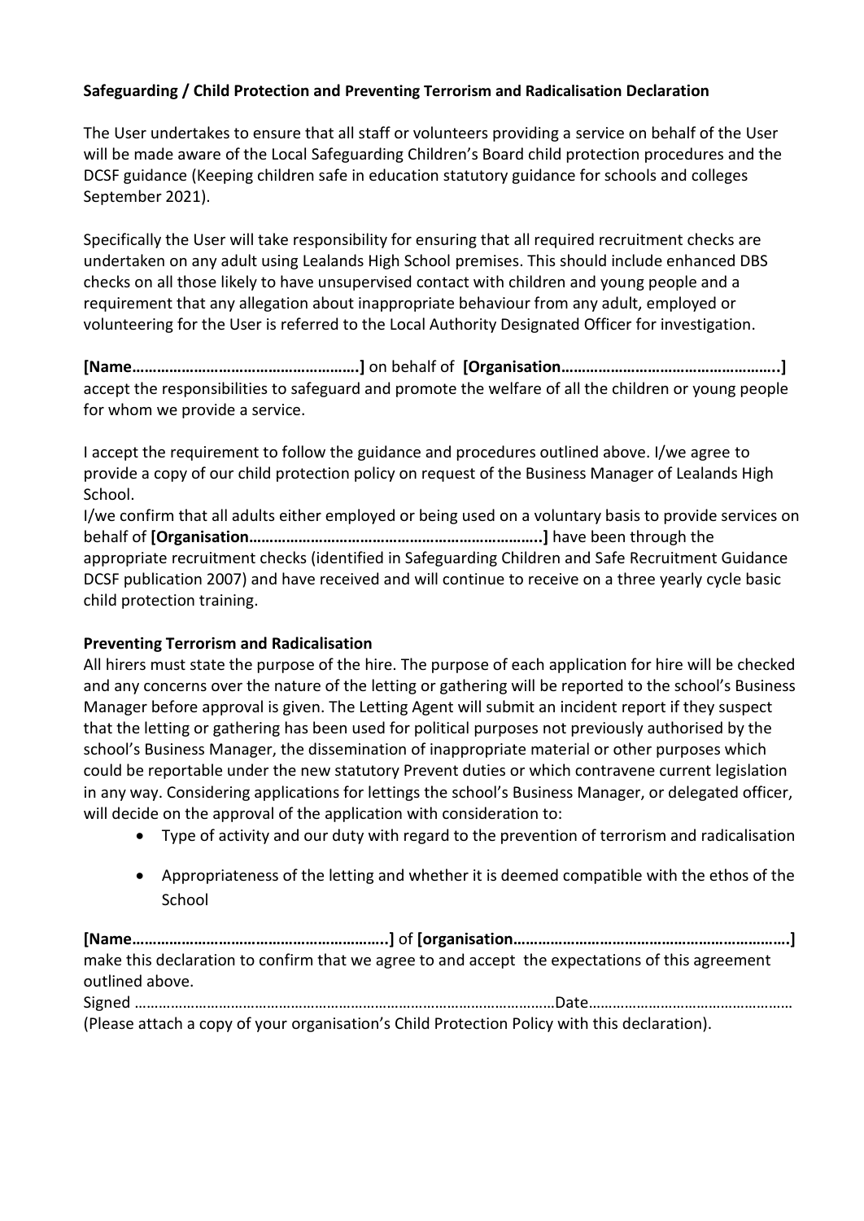**Safeguarding / Child Protection and Preventing Terrorism and Radicalisation Declaration**

The User undertakes to ensure that all staff or volunteers providing a service on behalf of the User will be made aware of the Local Safeguarding Children's Board child protection procedures and the DCSF guidance (Keeping children safe in education statutory guidance for schools and colleges September 2021).

Specifically the User will take responsibility for ensuring that all required recruitment checks are undertaken on any adult using Lealands High School premises. This should include enhanced DBS checks on all those likely to have unsupervised contact with children and young people and a requirement that any allegation about inappropriate behaviour from any adult, employed or volunteering for the User is referred to the Local Authority Designated Officer for investigation.

**[Name……………………………………………….]** on behalf of **[Organisation……………………………………………..]** accept the responsibilities to safeguard and promote the welfare of all the children or young people for whom we provide a service.

I accept the requirement to follow the guidance and procedures outlined above. I/we agree to provide a copy of our child protection policy on request of the Business Manager of Lealands High School.

I/we confirm that all adults either employed or being used on a voluntary basis to provide services on behalf of **[Organisation……………………………………………………………..]** have been through the appropriate recruitment checks (identified in Safeguarding Children and Safe Recruitment Guidance DCSF publication 2007) and have received and will continue to receive on a three yearly cycle basic child protection training.

**Preventing Terrorism and Radicalisation**

All hirers must state the purpose of the hire. The purpose of each application for hire will be checked and any concerns over the nature of the letting or gathering will be reported to the school's Business Manager before approval is given. The Letting Agent will submit an incident report if they suspect that the letting or gathering has been used for political purposes not previously authorised by the school's Business Manager, the dissemination of inappropriate material or other purposes which could be reportable under the new statutory Prevent duties or which contravene current legislation in any way. Considering applications for lettings the school's Business Manager, or delegated officer, will decide on the approval of the application with consideration to:

- Type of activity and our duty with regard to the prevention of terrorism and radicalisation
- Appropriateness of the letting and whether it is deemed compatible with the ethos of the School

**[Name…………………………………………………..]** of **[organisation……………………………………………………….]** make this declaration to confirm that we agree to and accept the expectations of this agreement outlined above.

Signed ……………………………………………………………………………………………Date……………………………………………

(Please attach a copy of your organisation's Child Protection Policy with this declaration).